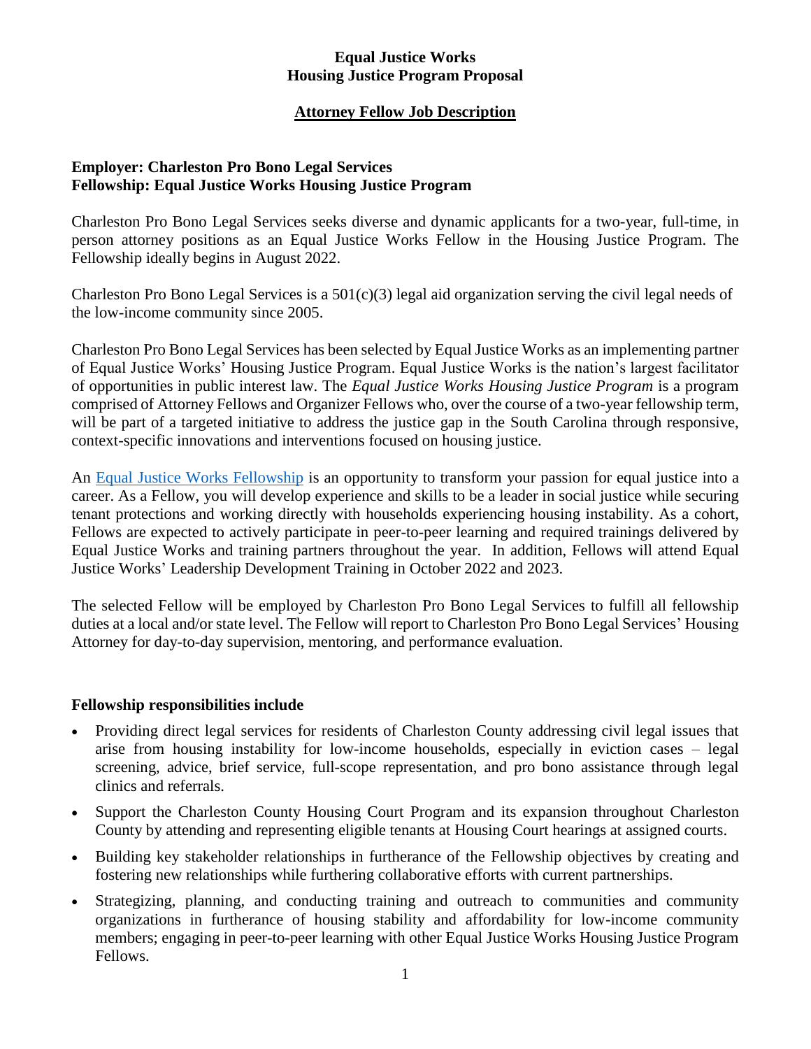**Equal Justice Works**
**Housing Justice Program Proposal**

**<u>Attorney Fellow Job Description</u>**

**Employer: Charleston Pro Bono Legal Services**
**Fellowship: Equal Justice Works Housing Justice Program**

Charleston Pro Bono Legal Services seeks diverse and dynamic applicants for a two-year, full-time, in person attorney positions as an Equal Justice Works Fellow in the Housing Justice Program. The Fellowship ideally begins in August 2022.

Charleston Pro Bono Legal Services is a 501(c)(3) legal aid organization serving the civil legal needs of the low-income community since 2005.

Charleston Pro Bono Legal Services has been selected by Equal Justice Works as an implementing partner of Equal Justice Works' Housing Justice Program. Equal Justice Works is the nation's largest facilitator of opportunities in public interest law. The *Equal Justice Works Housing Justice Program* is a program comprised of Attorney Fellows and Organizer Fellows who, over the course of a two-year fellowship term, will be part of a targeted initiative to address the justice gap in the South Carolina through responsive, context-specific innovations and interventions focused on housing justice.

An Equal Justice Works Fellowship is an opportunity to transform your passion for equal justice into a career. As a Fellow, you will develop experience and skills to be a leader in social justice while securing tenant protections and working directly with households experiencing housing instability. As a cohort, Fellows are expected to actively participate in peer-to-peer learning and required trainings delivered by Equal Justice Works and training partners throughout the year. In addition, Fellows will attend Equal Justice Works' Leadership Development Training in October 2022 and 2023.

The selected Fellow will be employed by Charleston Pro Bono Legal Services to fulfill all fellowship duties at a local and/or state level. The Fellow will report to Charleston Pro Bono Legal Services' Housing Attorney for day-to-day supervision, mentoring, and performance evaluation.

**Fellowship responsibilities include**

- Providing direct legal services for residents of Charleston County addressing civil legal issues that arise from housing instability for low-income households, especially in eviction cases – legal screening, advice, brief service, full-scope representation, and pro bono assistance through legal clinics and referrals.
- Support the Charleston County Housing Court Program and its expansion throughout Charleston County by attending and representing eligible tenants at Housing Court hearings at assigned courts.
- Building key stakeholder relationships in furtherance of the Fellowship objectives by creating and fostering new relationships while furthering collaborative efforts with current partnerships.
- Strategizing, planning, and conducting training and outreach to communities and community organizations in furtherance of housing stability and affordability for low-income community members; engaging in peer-to-peer learning with other Equal Justice Works Housing Justice Program Fellows.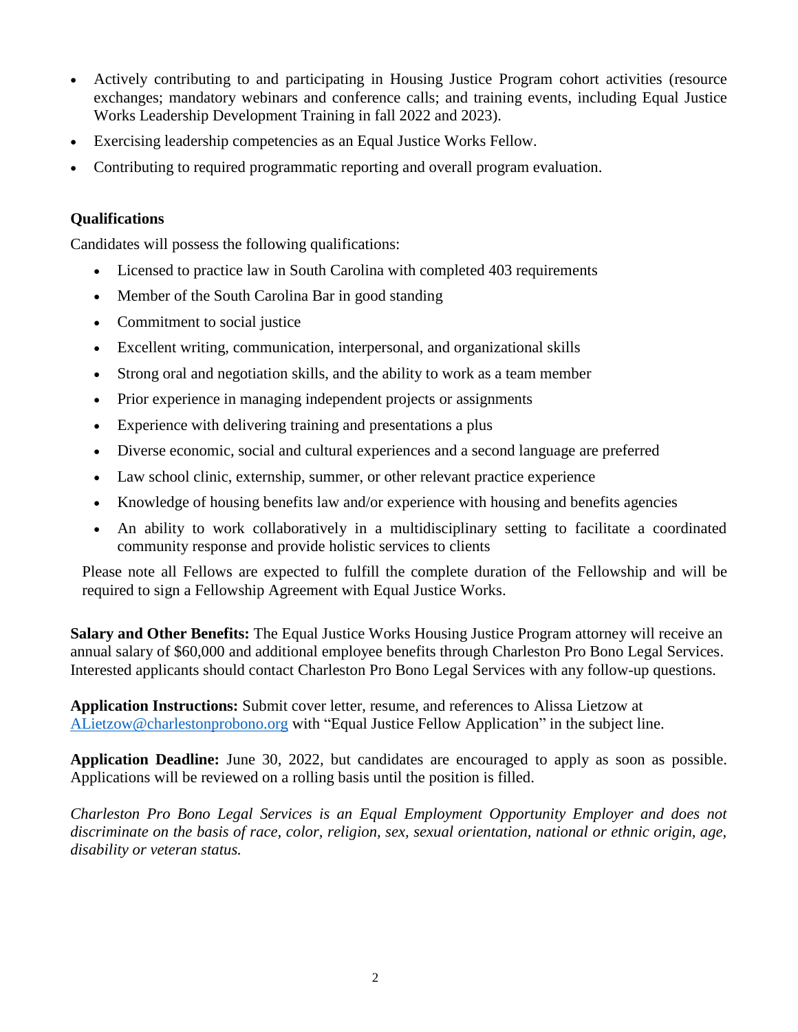- Actively contributing to and participating in Housing Justice Program cohort activities (resource exchanges; mandatory webinars and conference calls; and training events, including Equal Justice Works Leadership Development Training in fall 2022 and 2023).
- Exercising leadership competencies as an Equal Justice Works Fellow.
- Contributing to required programmatic reporting and overall program evaluation.

**Qualifications**

Candidates will possess the following qualifications:

- Licensed to practice law in South Carolina with completed 403 requirements
- Member of the South Carolina Bar in good standing
- Commitment to social justice
- Excellent writing, communication, interpersonal, and organizational skills
- Strong oral and negotiation skills, and the ability to work as a team member
- Prior experience in managing independent projects or assignments
- Experience with delivering training and presentations a plus
- Diverse economic, social and cultural experiences and a second language are preferred
- Law school clinic, externship, summer, or other relevant practice experience
- Knowledge of housing benefits law and/or experience with housing and benefits agencies
- An ability to work collaboratively in a multidisciplinary setting to facilitate a coordinated community response and provide holistic services to clients

Please note all Fellows are expected to fulfill the complete duration of the Fellowship and will be required to sign a Fellowship Agreement with Equal Justice Works.

**Salary and Other Benefits:** The Equal Justice Works Housing Justice Program attorney will receive an annual salary of $60,000 and additional employee benefits through Charleston Pro Bono Legal Services. Interested applicants should contact Charleston Pro Bono Legal Services with any follow-up questions.

**Application Instructions:** Submit cover letter, resume, and references to Alissa Lietzow at [ALietzow@charlestonprobono.org](mailto:ALietzow@charlestonprobono.org) with "Equal Justice Fellow Application" in the subject line.

**Application Deadline:** June 30, 2022, but candidates are encouraged to apply as soon as possible. Applications will be reviewed on a rolling basis until the position is filled.

*Charleston Pro Bono Legal Services is an Equal Employment Opportunity Employer and does not discriminate on the basis of race, color, religion, sex, sexual orientation, national or ethnic origin, age, disability or veteran status.*